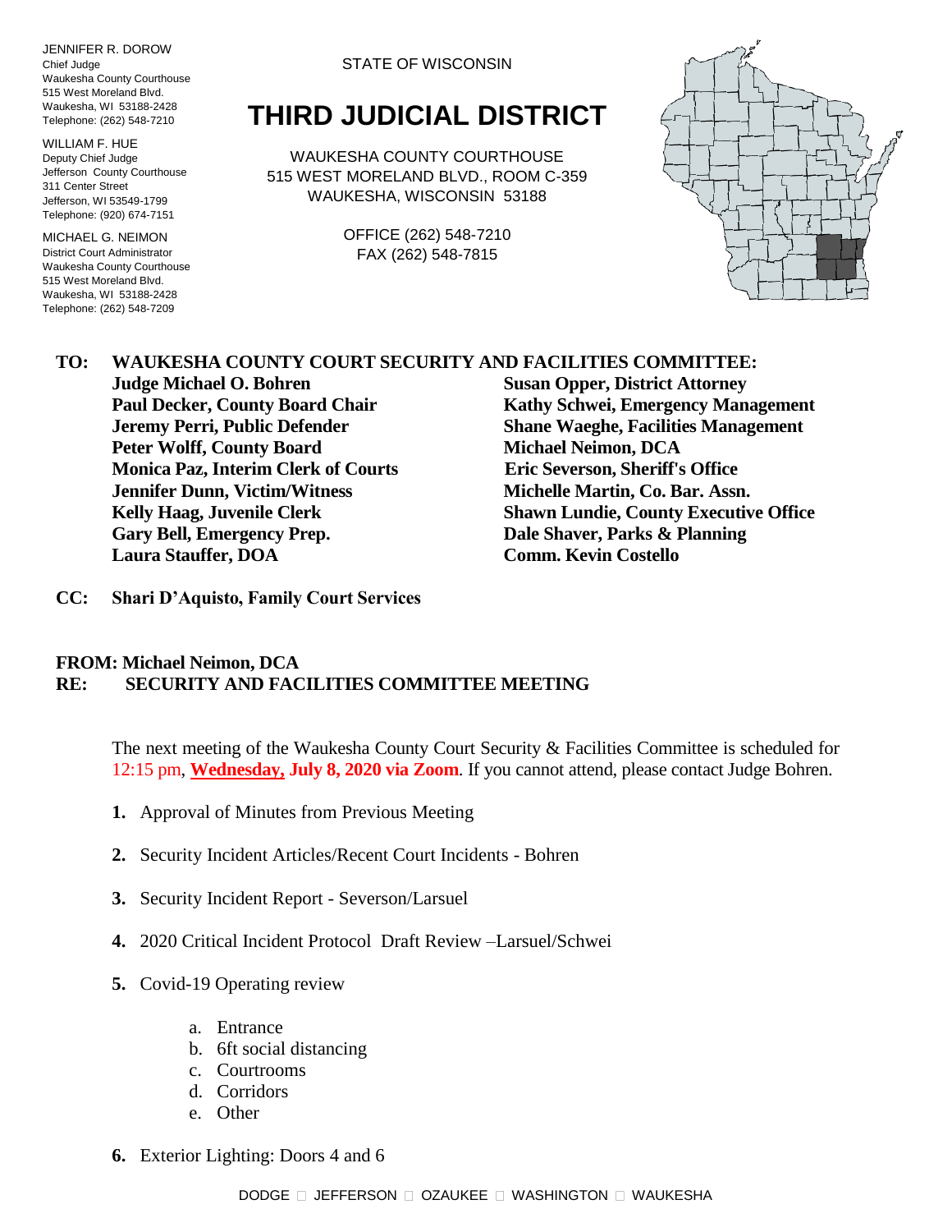JENNIFER R. DOROW
Chief Judge
Waukesha County Courthouse
515 West Moreland Blvd.
Waukesha, WI 53188-2428
Telephone: (262) 548-7210

WILLIAM F. HUE
Deputy Chief Judge
Jefferson County Courthouse
311 Center Street
Jefferson, WI 53549-1799
Telephone: (920) 674-7151

MICHAEL G. NEIMON
District Court Administrator
Waukesha County Courthouse
515 West Moreland Blvd.
Waukesha, WI 53188-2428
Telephone: (262) 548-7209

STATE OF WISCONSIN

# THIRD JUDICIAL DISTRICT

WAUKESHA COUNTY COURTHOUSE
515 WEST MORELAND BLVD., ROOM C-359
WAUKESHA, WISCONSIN 53188

OFFICE (262) 548-7210
FAX (262) 548-7815

**TO: WAUKESHA COUNTY COURT SECURITY AND FACILITIES COMMITTEE:**

**Judge Michael O. Bohren**
**Paul Decker, County Board Chair**
**Jeremy Perri, Public Defender**
**Peter Wolff, County Board**
**Monica Paz, Interim Clerk of Courts**
**Jennifer Dunn, Victim/Witness**
**Kelly Haag, Juvenile Clerk**
**Gary Bell, Emergency Prep.**
**Laura Stauffer, DOA**
**Susan Opper, District Attorney**
**Kathy Schwei, Emergency Management**
**Shane Waeghe, Facilities Management**
**Michael Neimon, DCA**
**Eric Severson, Sheriff's Office**
**Michelle Martin, Co. Bar. Assn.**
**Shawn Lundie, County Executive Office**
**Dale Shaver, Parks & Planning**
**Comm. Kevin Costello**

**CC: Shari D'Aquisto, Family Court Services**

**FROM: Michael Neimon, DCA**
**RE: SECURITY AND FACILITIES COMMITTEE MEETING**

The next meeting of the Waukesha County Court Security & Facilities Committee is scheduled for 12:15 pm, **Wednesday, July 8, 2020 via Zoom**. If you cannot attend, please contact Judge Bohren.

1. Approval of Minutes from Previous Meeting
2. Security Incident Articles/Recent Court Incidents - Bohren
3. Security Incident Report - Severson/Larsuel
4. 2020 Critical Incident Protocol Draft Review –Larsuel/Schwei
5. Covid-19 Operating review
   a. Entrance
   b. 6ft social distancing
   c. Courtrooms
   d. Corridors
   e. Other
6. Exterior Lighting: Doors 4 and 6

DODGE □ JEFFERSON □ OZAUKEE □ WASHINGTON □ WAUKESHA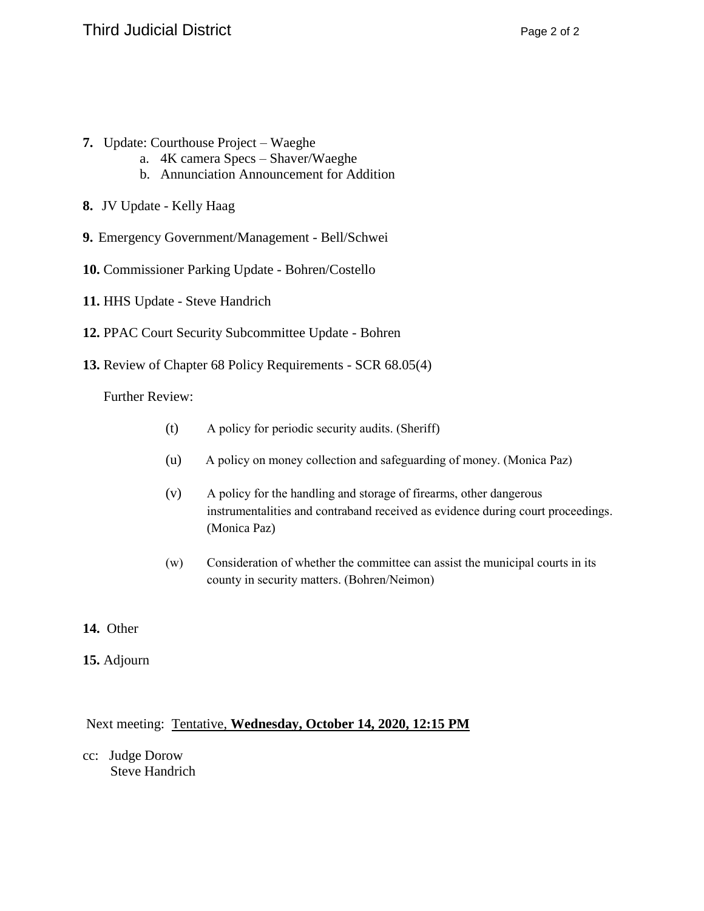**7.** Update: Courthouse Project – Waeghe

a. 4K camera Specs – Shaver/Waeghe
b. Annunciation Announcement for Addition

**8.** JV Update - Kelly Haag

**9.** Emergency Government/Management - Bell/Schwei

**10.** Commissioner Parking Update - Bohren/Costello

**11.** HHS Update - Steve Handrich

**12.** PPAC Court Security Subcommittee Update - Bohren

**13.** Review of Chapter 68 Policy Requirements - SCR 68.05(4)

Further Review:

(t) A policy for periodic security audits. (Sheriff)

(u) A policy on money collection and safeguarding of money. (Monica Paz)

(v) A policy for the handling and storage of firearms, other dangerous instrumentalities and contraband received as evidence during court proceedings. (Monica Paz)

(w) Consideration of whether the committee can assist the municipal courts in its county in security matters. (Bohren/Neimon)

**14.** Other

**15.** Adjourn

Next meeting: Tentative, **Wednesday, October 14, 2020, 12:15 PM**

cc: Judge Dorow
Steve Handrich